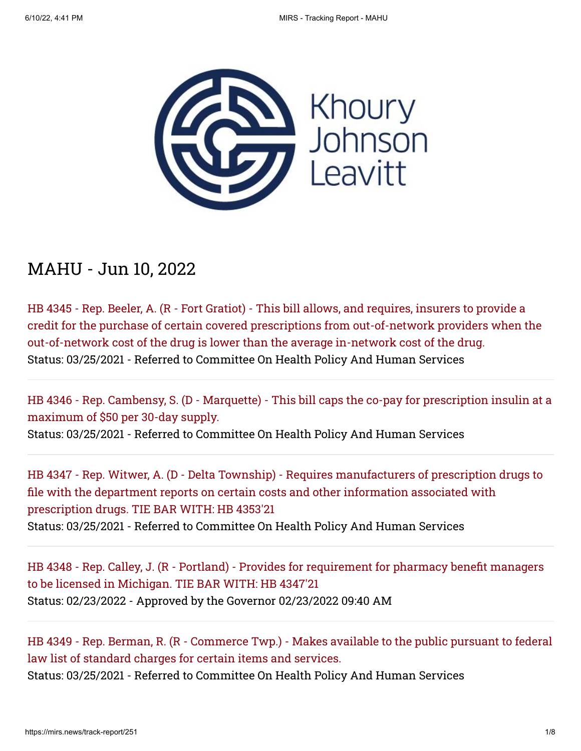Khoury Johnson Leavitt

# MAHU - Jun 10, 2022

HB 4345 - Rep. Beeler, A. (R - Fort Gratiot) - This bill allows, and requires, insurers to provide a credit for the purchase of certain covered prescriptions from out-of-network providers when the out-of-network cost of the drug is lower than the average in-network cost of the drug.
Status: 03/25/2021 - Referred to Committee On Health Policy And Human Services

---

HB 4346 - Rep. Cambensy, S. (D - Marquette) - This bill caps the co-pay for prescription insulin at a maximum of $50 per 30-day supply.
Status: 03/25/2021 - Referred to Committee On Health Policy And Human Services

---

HB 4347 - Rep. Witwer, A. (D - Delta Township) - Requires manufacturers of prescription drugs to file with the department reports on certain costs and other information associated with prescription drugs. TIE BAR WITH: HB 4353'21
Status: 03/25/2021 - Referred to Committee On Health Policy And Human Services

---

HB 4348 - Rep. Calley, J. (R - Portland) - Provides for requirement for pharmacy benefit managers to be licensed in Michigan. TIE BAR WITH: HB 4347'21
Status: 02/23/2022 - Approved by the Governor 02/23/2022 09:40 AM

---

HB 4349 - Rep. Berman, R. (R - Commerce Twp.) - Makes available to the public pursuant to federal law list of standard charges for certain items and services.
Status: 03/25/2021 - Referred to Committee On Health Policy And Human Services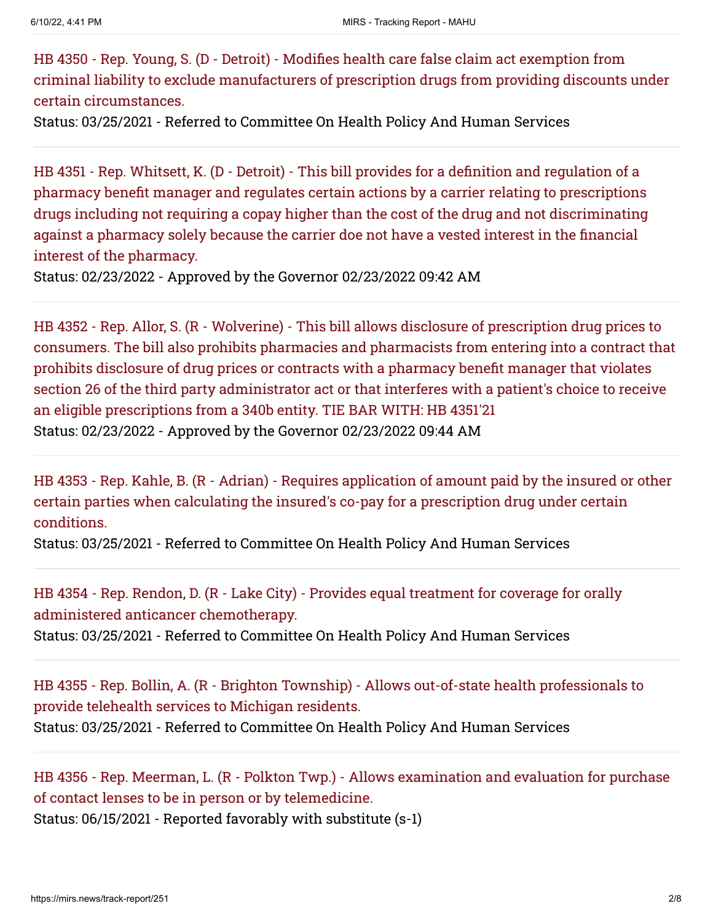HB 4350 - Rep. Young, S. (D - Detroit) - Modifies health care false claim act exemption from criminal liability to exclude manufacturers of prescription drugs from providing discounts under certain circumstances.
Status: 03/25/2021 - Referred to Committee On Health Policy And Human Services

---

HB 4351 - Rep. Whitsett, K. (D - Detroit) - This bill provides for a definition and regulation of a pharmacy benefit manager and regulates certain actions by a carrier relating to prescriptions drugs including not requiring a copay higher than the cost of the drug and not discriminating against a pharmacy solely because the carrier doe not have a vested interest in the financial interest of the pharmacy.
Status: 02/23/2022 - Approved by the Governor 02/23/2022 09:42 AM

---

HB 4352 - Rep. Allor, S. (R - Wolverine) - This bill allows disclosure of prescription drug prices to consumers. The bill also prohibits pharmacies and pharmacists from entering into a contract that prohibits disclosure of drug prices or contracts with a pharmacy benefit manager that violates section 26 of the third party administrator act or that interferes with a patient's choice to receive an eligible prescriptions from a 340b entity. TIE BAR WITH: HB 4351'21
Status: 02/23/2022 - Approved by the Governor 02/23/2022 09:44 AM

---

HB 4353 - Rep. Kahle, B. (R - Adrian) - Requires application of amount paid by the insured or other certain parties when calculating the insured's co-pay for a prescription drug under certain conditions.
Status: 03/25/2021 - Referred to Committee On Health Policy And Human Services

---

HB 4354 - Rep. Rendon, D. (R - Lake City) - Provides equal treatment for coverage for orally administered anticancer chemotherapy.
Status: 03/25/2021 - Referred to Committee On Health Policy And Human Services

---

HB 4355 - Rep. Bollin, A. (R - Brighton Township) - Allows out-of-state health professionals to provide telehealth services to Michigan residents.
Status: 03/25/2021 - Referred to Committee On Health Policy And Human Services

---

HB 4356 - Rep. Meerman, L. (R - Polkton Twp.) - Allows examination and evaluation for purchase of contact lenses to be in person or by telemedicine.
Status: 06/15/2021 - Reported favorably with substitute (s-1)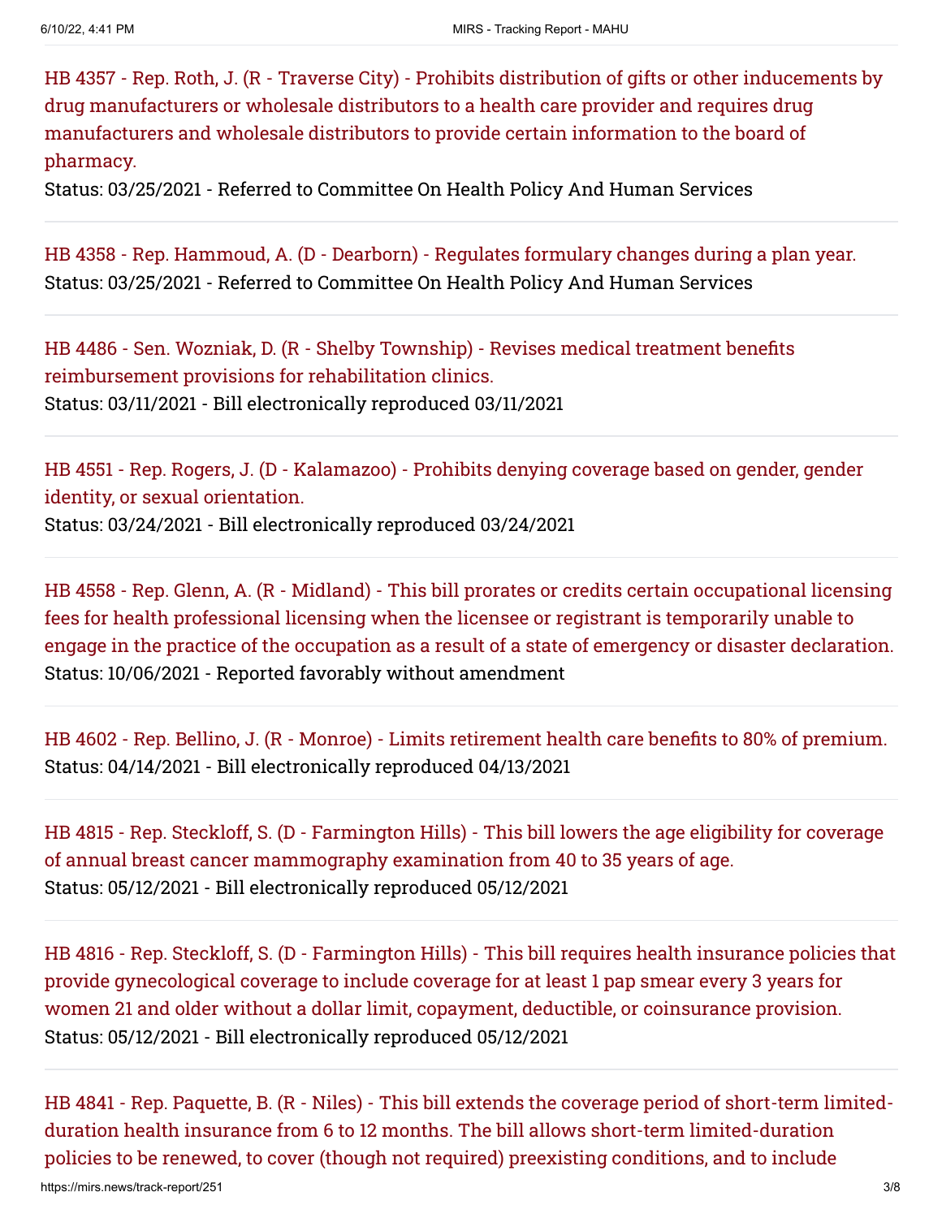HB 4357 - Rep. Roth, J. (R - Traverse City) - Prohibits distribution of gifts or other inducements by drug manufacturers or wholesale distributors to a health care provider and requires drug manufacturers and wholesale distributors to provide certain information to the board of pharmacy.
Status: 03/25/2021 - Referred to Committee On Health Policy And Human Services

---

HB 4358 - Rep. Hammoud, A. (D - Dearborn) - Regulates formulary changes during a plan year.
Status: 03/25/2021 - Referred to Committee On Health Policy And Human Services

---

HB 4486 - Sen. Wozniak, D. (R - Shelby Township) - Revises medical treatment benefits reimbursement provisions for rehabilitation clinics.
Status: 03/11/2021 - Bill electronically reproduced 03/11/2021

---

HB 4551 - Rep. Rogers, J. (D - Kalamazoo) - Prohibits denying coverage based on gender, gender identity, or sexual orientation.
Status: 03/24/2021 - Bill electronically reproduced 03/24/2021

---

HB 4558 - Rep. Glenn, A. (R - Midland) - This bill prorates or credits certain occupational licensing fees for health professional licensing when the licensee or registrant is temporarily unable to engage in the practice of the occupation as a result of a state of emergency or disaster declaration.
Status: 10/06/2021 - Reported favorably without amendment

---

HB 4602 - Rep. Bellino, J. (R - Monroe) - Limits retirement health care benefits to 80% of premium.
Status: 04/14/2021 - Bill electronically reproduced 04/13/2021

---

HB 4815 - Rep. Steckloff, S. (D - Farmington Hills) - This bill lowers the age eligibility for coverage of annual breast cancer mammography examination from 40 to 35 years of age.
Status: 05/12/2021 - Bill electronically reproduced 05/12/2021

---

HB 4816 - Rep. Steckloff, S. (D - Farmington Hills) - This bill requires health insurance policies that provide gynecological coverage to include coverage for at least 1 pap smear every 3 years for women 21 and older without a dollar limit, copayment, deductible, or coinsurance provision.
Status: 05/12/2021 - Bill electronically reproduced 05/12/2021

---

HB 4841 - Rep. Paquette, B. (R - Niles) - This bill extends the coverage period of short-term limited-duration health insurance from 6 to 12 months. The bill allows short-term limited-duration policies to be renewed, to cover (though not required) preexisting conditions, and to include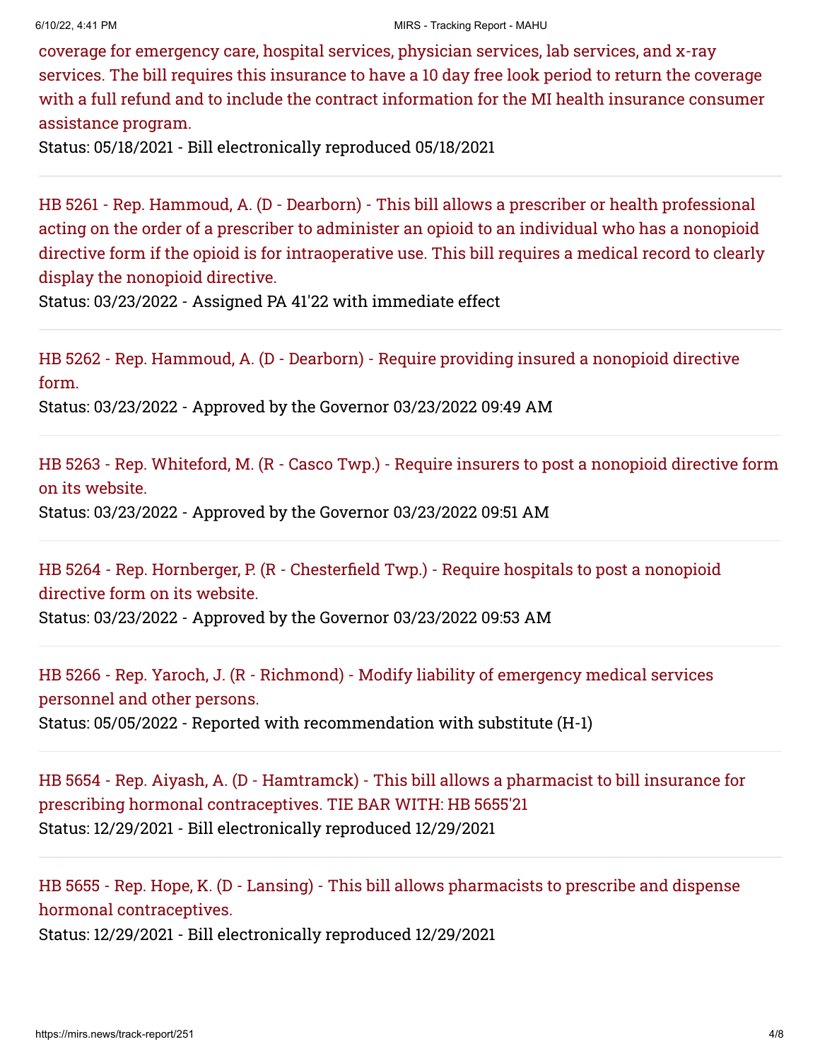coverage for emergency care, hospital services, physician services, lab services, and x-ray services. The bill requires this insurance to have a 10 day free look period to return the coverage with a full refund and to include the contract information for the MI health insurance consumer assistance program.

Status: 05/18/2021 - Bill electronically reproduced 05/18/2021

---

HB 5261 - Rep. Hammoud, A. (D - Dearborn) - This bill allows a prescriber or health professional acting on the order of a prescriber to administer an opioid to an individual who has a nonopioid directive form if the opioid is for intraoperative use. This bill requires a medical record to clearly display the nonopioid directive.

Status: 03/23/2022 - Assigned PA 41'22 with immediate effect

---

HB 5262 - Rep. Hammoud, A. (D - Dearborn) - Require providing insured a nonopioid directive form.

Status: 03/23/2022 - Approved by the Governor 03/23/2022 09:49 AM

---

HB 5263 - Rep. Whiteford, M. (R - Casco Twp.) - Require insurers to post a nonopioid directive form on its website.

Status: 03/23/2022 - Approved by the Governor 03/23/2022 09:51 AM

---

HB 5264 - Rep. Hornberger, P. (R - Chesterfield Twp.) - Require hospitals to post a nonopioid directive form on its website.

Status: 03/23/2022 - Approved by the Governor 03/23/2022 09:53 AM

---

HB 5266 - Rep. Yaroch, J. (R - Richmond) - Modify liability of emergency medical services personnel and other persons.

Status: 05/05/2022 - Reported with recommendation with substitute (H-1)

---

HB 5654 - Rep. Aiyash, A. (D - Hamtramck) - This bill allows a pharmacist to bill insurance for prescribing hormonal contraceptives. TIE BAR WITH: HB 5655'21

Status: 12/29/2021 - Bill electronically reproduced 12/29/2021

---

HB 5655 - Rep. Hope, K. (D - Lansing) - This bill allows pharmacists to prescribe and dispense hormonal contraceptives.

Status: 12/29/2021 - Bill electronically reproduced 12/29/2021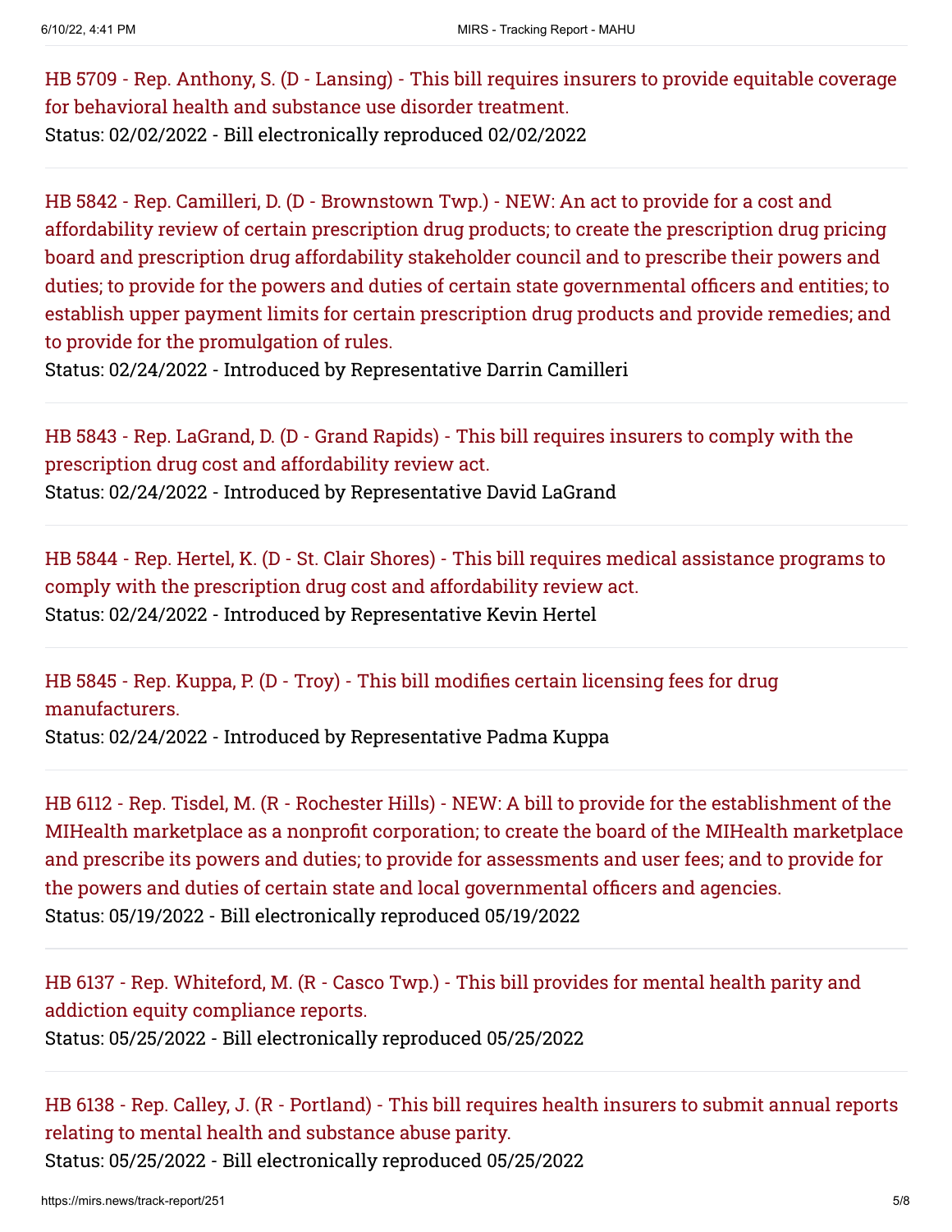HB 5709 - Rep. Anthony, S. (D - Lansing) - This bill requires insurers to provide equitable coverage for behavioral health and substance use disorder treatment.
Status: 02/02/2022 - Bill electronically reproduced 02/02/2022

---

HB 5842 - Rep. Camilleri, D. (D - Brownstown Twp.) - NEW: An act to provide for a cost and affordability review of certain prescription drug products; to create the prescription drug pricing board and prescription drug affordability stakeholder council and to prescribe their powers and duties; to provide for the powers and duties of certain state governmental officers and entities; to establish upper payment limits for certain prescription drug products and provide remedies; and to provide for the promulgation of rules.
Status: 02/24/2022 - Introduced by Representative Darrin Camilleri

---

HB 5843 - Rep. LaGrand, D. (D - Grand Rapids) - This bill requires insurers to comply with the prescription drug cost and affordability review act.
Status: 02/24/2022 - Introduced by Representative David LaGrand

---

HB 5844 - Rep. Hertel, K. (D - St. Clair Shores) - This bill requires medical assistance programs to comply with the prescription drug cost and affordability review act.
Status: 02/24/2022 - Introduced by Representative Kevin Hertel

---

HB 5845 - Rep. Kuppa, P. (D - Troy) - This bill modifies certain licensing fees for drug manufacturers.
Status: 02/24/2022 - Introduced by Representative Padma Kuppa

---

HB 6112 - Rep. Tisdel, M. (R - Rochester Hills) - NEW: A bill to provide for the establishment of the MIHealth marketplace as a nonprofit corporation; to create the board of the MIHealth marketplace and prescribe its powers and duties; to provide for assessments and user fees; and to provide for the powers and duties of certain state and local governmental officers and agencies.
Status: 05/19/2022 - Bill electronically reproduced 05/19/2022

---

HB 6137 - Rep. Whiteford, M. (R - Casco Twp.) - This bill provides for mental health parity and addiction equity compliance reports.
Status: 05/25/2022 - Bill electronically reproduced 05/25/2022

---

HB 6138 - Rep. Calley, J. (R - Portland) - This bill requires health insurers to submit annual reports relating to mental health and substance abuse parity.
Status: 05/25/2022 - Bill electronically reproduced 05/25/2022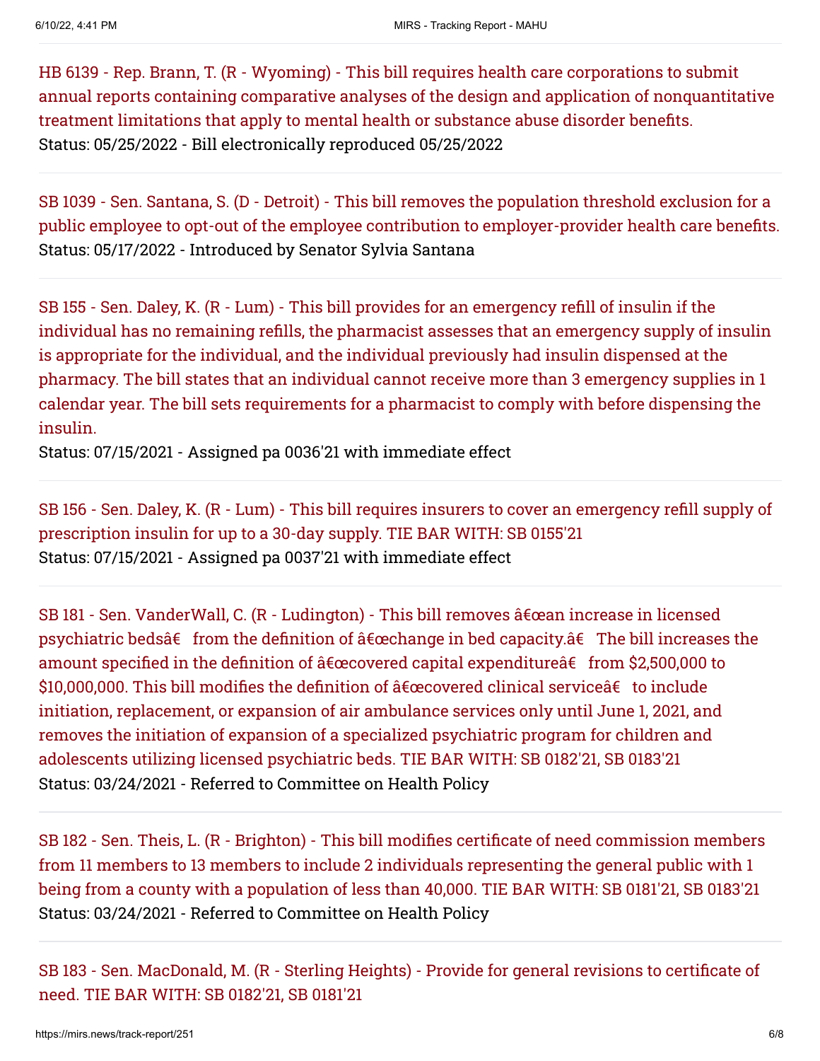HB 6139 - Rep. Brann, T. (R - Wyoming) - This bill requires health care corporations to submit annual reports containing comparative analyses of the design and application of nonquantitative treatment limitations that apply to mental health or substance abuse disorder benefits.
Status: 05/25/2022 - Bill electronically reproduced 05/25/2022

---

SB 1039 - Sen. Santana, S. (D - Detroit) - This bill removes the population threshold exclusion for a public employee to opt-out of the employee contribution to employer-provider health care benefits.
Status: 05/17/2022 - Introduced by Senator Sylvia Santana

---

SB 155 - Sen. Daley, K. (R - Lum) - This bill provides for an emergency refill of insulin if the individual has no remaining refills, the pharmacist assesses that an emergency supply of insulin is appropriate for the individual, and the individual previously had insulin dispensed at the pharmacy. The bill states that an individual cannot receive more than 3 emergency supplies in 1 calendar year. The bill sets requirements for a pharmacist to comply with before dispensing the insulin.
Status: 07/15/2021 - Assigned pa 0036'21 with immediate effect

---

SB 156 - Sen. Daley, K. (R - Lum) - This bill requires insurers to cover an emergency refill supply of prescription insulin for up to a 30-day supply. TIE BAR WITH: SB 0155'21
Status: 07/15/2021 - Assigned pa 0037'21 with immediate effect

---

SB 181 - Sen. VanderWall, C. (R - Ludington) - This bill removes â€œan increase in licensed psychiatric bedsâ€ from the definition of â€œchange in bed capacity.â€ The bill increases the amount specified in the definition of â€œcovered capital expenditureâ€ from $2,500,000 to $10,000,000. This bill modifies the definition of â€œcovered clinical serviceâ€ to include initiation, replacement, or expansion of air ambulance services only until June 1, 2021, and removes the initiation of expansion of a specialized psychiatric program for children and adolescents utilizing licensed psychiatric beds. TIE BAR WITH: SB 0182'21, SB 0183'21
Status: 03/24/2021 - Referred to Committee on Health Policy

---

SB 182 - Sen. Theis, L. (R - Brighton) - This bill modifies certificate of need commission members from 11 members to 13 members to include 2 individuals representing the general public with 1 being from a county with a population of less than 40,000. TIE BAR WITH: SB 0181'21, SB 0183'21
Status: 03/24/2021 - Referred to Committee on Health Policy

---

SB 183 - Sen. MacDonald, M. (R - Sterling Heights) - Provide for general revisions to certificate of need. TIE BAR WITH: SB 0182'21, SB 0181'21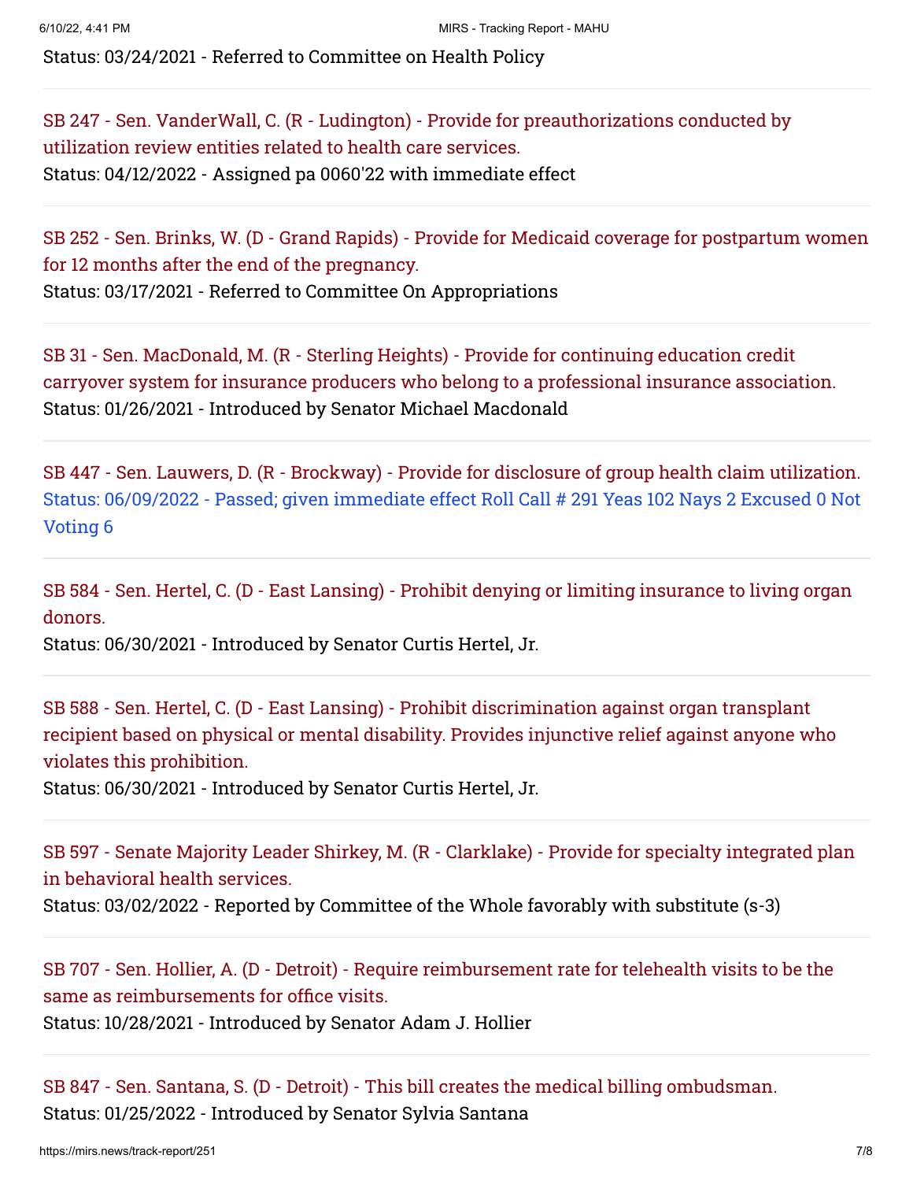Status: 03/24/2021 - Referred to Committee on Health Policy

---

SB 247 - Sen. VanderWall, C. (R - Ludington) - Provide for preauthorizations conducted by utilization review entities related to health care services.
Status: 04/12/2022 - Assigned pa 0060'22 with immediate effect

---

SB 252 - Sen. Brinks, W. (D - Grand Rapids) - Provide for Medicaid coverage for postpartum women for 12 months after the end of the pregnancy.
Status: 03/17/2021 - Referred to Committee On Appropriations

---

SB 31 - Sen. MacDonald, M. (R - Sterling Heights) - Provide for continuing education credit carryover system for insurance producers who belong to a professional insurance association.
Status: 01/26/2021 - Introduced by Senator Michael Macdonald

---

SB 447 - Sen. Lauwers, D. (R - Brockway) - Provide for disclosure of group health claim utilization.
Status: 06/09/2022 - Passed; given immediate effect Roll Call # 291 Yeas 102 Nays 2 Excused 0 Not Voting 6

---

SB 584 - Sen. Hertel, C. (D - East Lansing) - Prohibit denying or limiting insurance to living organ donors.
Status: 06/30/2021 - Introduced by Senator Curtis Hertel, Jr.

---

SB 588 - Sen. Hertel, C. (D - East Lansing) - Prohibit discrimination against organ transplant recipient based on physical or mental disability. Provides injunctive relief against anyone who violates this prohibition.
Status: 06/30/2021 - Introduced by Senator Curtis Hertel, Jr.

---

SB 597 - Senate Majority Leader Shirkey, M. (R - Clarklake) - Provide for specialty integrated plan in behavioral health services.
Status: 03/02/2022 - Reported by Committee of the Whole favorably with substitute (s-3)

---

SB 707 - Sen. Hollier, A. (D - Detroit) - Require reimbursement rate for telehealth visits to be the same as reimbursements for office visits.
Status: 10/28/2021 - Introduced by Senator Adam J. Hollier

---

SB 847 - Sen. Santana, S. (D - Detroit) - This bill creates the medical billing ombudsman.
Status: 01/25/2022 - Introduced by Senator Sylvia Santana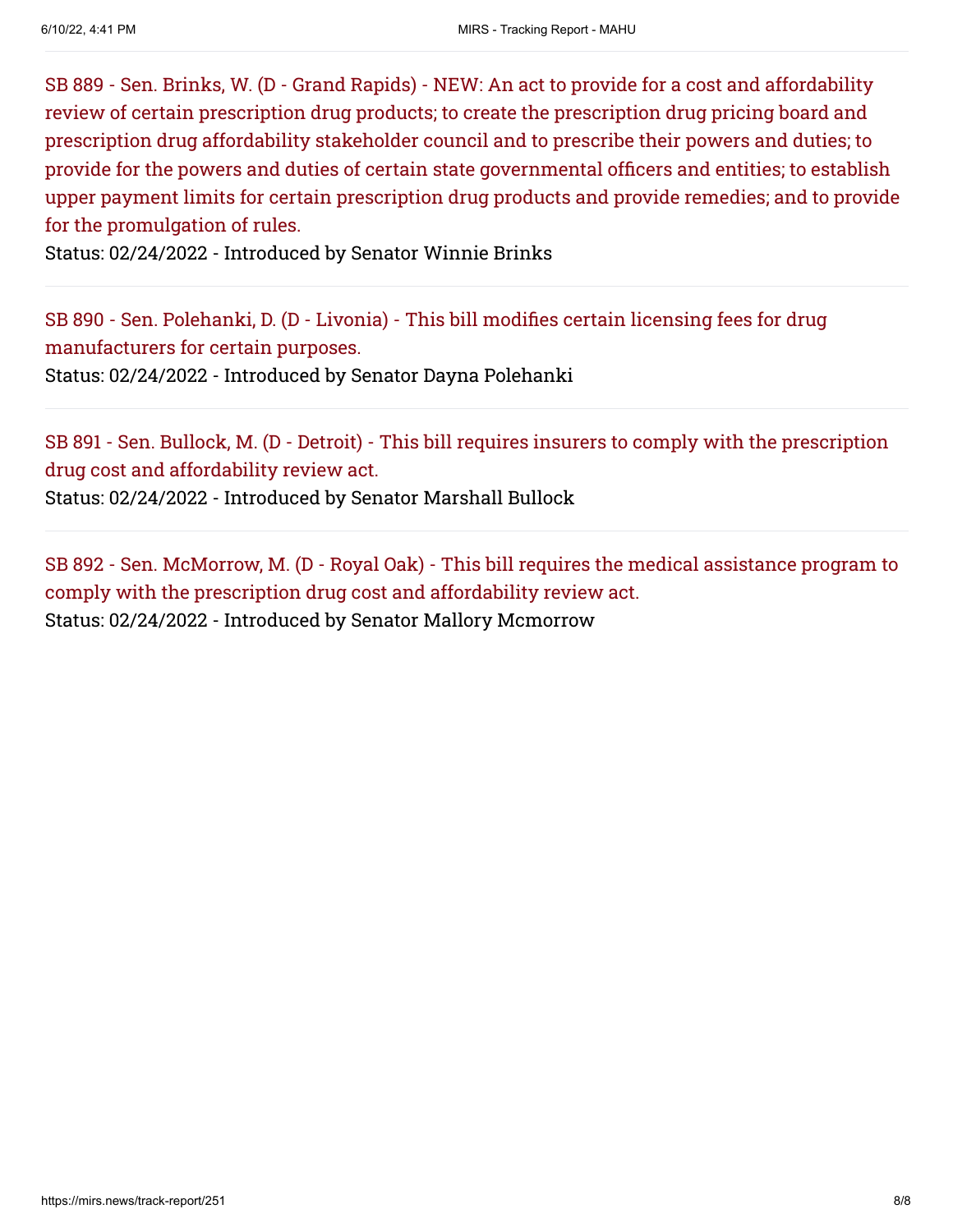SB 889 - Sen. Brinks, W. (D - Grand Rapids) - NEW: An act to provide for a cost and affordability review of certain prescription drug products; to create the prescription drug pricing board and prescription drug affordability stakeholder council and to prescribe their powers and duties; to provide for the powers and duties of certain state governmental officers and entities; to establish upper payment limits for certain prescription drug products and provide remedies; and to provide for the promulgation of rules.
Status: 02/24/2022 - Introduced by Senator Winnie Brinks

SB 890 - Sen. Polehanki, D. (D - Livonia) - This bill modifies certain licensing fees for drug manufacturers for certain purposes.
Status: 02/24/2022 - Introduced by Senator Dayna Polehanki

SB 891 - Sen. Bullock, M. (D - Detroit) - This bill requires insurers to comply with the prescription drug cost and affordability review act.
Status: 02/24/2022 - Introduced by Senator Marshall Bullock

SB 892 - Sen. McMorrow, M. (D - Royal Oak) - This bill requires the medical assistance program to comply with the prescription drug cost and affordability review act.
Status: 02/24/2022 - Introduced by Senator Mallory Mcmorrow